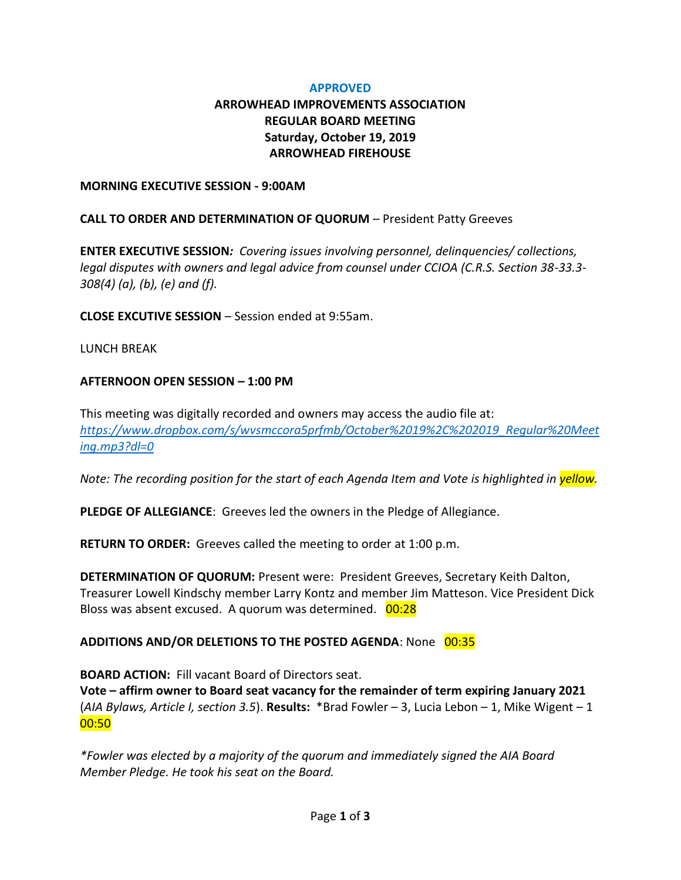**APPROVED**

**ARROWHEAD IMPROVEMENTS ASSOCIATION**
**REGULAR BOARD MEETING**
**Saturday, October 19, 2019**
**ARROWHEAD FIREHOUSE**

**MORNING EXECUTIVE SESSION - 9:00AM**

**CALL TO ORDER AND DETERMINATION OF QUORUM** – President Patty Greeves

**ENTER EXECUTIVE SESSION***: Covering issues involving personnel, delinquencies/ collections, legal disputes with owners and legal advice from counsel under CCIOA (C.R.S. Section 38-33.3-308(4) (a), (b), (e) and (f).*

**CLOSE EXCUTIVE SESSION** – Session ended at 9:55am.

LUNCH BREAK

**AFTERNOON OPEN SESSION – 1:00 PM**

This meeting was digitally recorded and owners may access the audio file at:
*https://www.dropbox.com/s/wvsmccora5prfmb/October%2019%2C%202019_Regular%20Meeting.mp3?dl=0*

*Note: The recording position for the start of each Agenda Item and Vote is highlighted in yellow.*

**PLEDGE OF ALLEGIANCE**: Greeves led the owners in the Pledge of Allegiance.

**RETURN TO ORDER:** Greeves called the meeting to order at 1:00 p.m.

**DETERMINATION OF QUORUM:** Present were: President Greeves, Secretary Keith Dalton, Treasurer Lowell Kindschy member Larry Kontz and member Jim Matteson. Vice President Dick Bloss was absent excused. A quorum was determined. 00:28

**ADDITIONS AND/OR DELETIONS TO THE POSTED AGENDA**: None 00:35

**BOARD ACTION:** Fill vacant Board of Directors seat.
**Vote – affirm owner to Board seat vacancy for the remainder of term expiring January 2021** (*AIA Bylaws, Article I, section 3.5*). **Results:** *Brad Fowler – 3, Lucia Lebon – 1, Mike Wigent – 1 00:50

**Fowler was elected by a majority of the quorum and immediately signed the AIA Board Member Pledge. He took his seat on the Board.*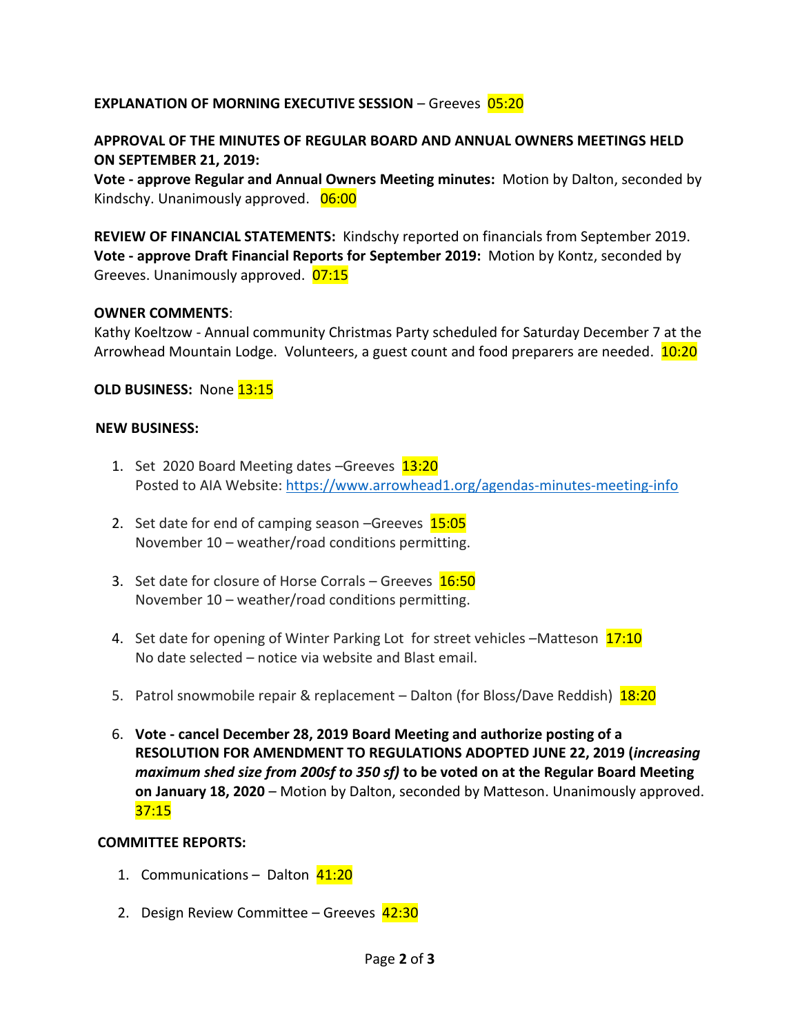**EXPLANATION OF MORNING EXECUTIVE SESSION** – Greeves 05:20

**APPROVAL OF THE MINUTES OF REGULAR BOARD AND ANNUAL OWNERS MEETINGS HELD ON SEPTEMBER 21, 2019:**
**Vote - approve Regular and Annual Owners Meeting minutes:** Motion by Dalton, seconded by Kindschy. Unanimously approved. 06:00

**REVIEW OF FINANCIAL STATEMENTS:** Kindschy reported on financials from September 2019.
**Vote - approve Draft Financial Reports for September 2019:** Motion by Kontz, seconded by Greeves. Unanimously approved. 07:15

**OWNER COMMENTS**:
Kathy Koeltzow - Annual community Christmas Party scheduled for Saturday December 7 at the Arrowhead Mountain Lodge. Volunteers, a guest count and food preparers are needed. 10:20

**OLD BUSINESS:** None 13:15

**NEW BUSINESS:**

1. Set 2020 Board Meeting dates –Greeves 13:20
   Posted to AIA Website: https://www.arrowhead1.org/agendas-minutes-meeting-info

2. Set date for end of camping season –Greeves 15:05
   November 10 – weather/road conditions permitting.

3. Set date for closure of Horse Corrals – Greeves 16:50
   November 10 – weather/road conditions permitting.

4. Set date for opening of Winter Parking Lot for street vehicles –Matteson 17:10
   No date selected – notice via website and Blast email.

5. Patrol snowmobile repair & replacement – Dalton (for Bloss/Dave Reddish) 18:20

6. **Vote - cancel December 28, 2019 Board Meeting and authorize posting of a RESOLUTION FOR AMENDMENT TO REGULATIONS ADOPTED JUNE 22, 2019 (*increasing maximum shed size from 200sf to 350 sf*) to be voted on at the Regular Board Meeting on January 18, 2020** – Motion by Dalton, seconded by Matteson. Unanimously approved. 37:15

**COMMITTEE REPORTS:**

1. Communications – Dalton 41:20

2. Design Review Committee – Greeves 42:30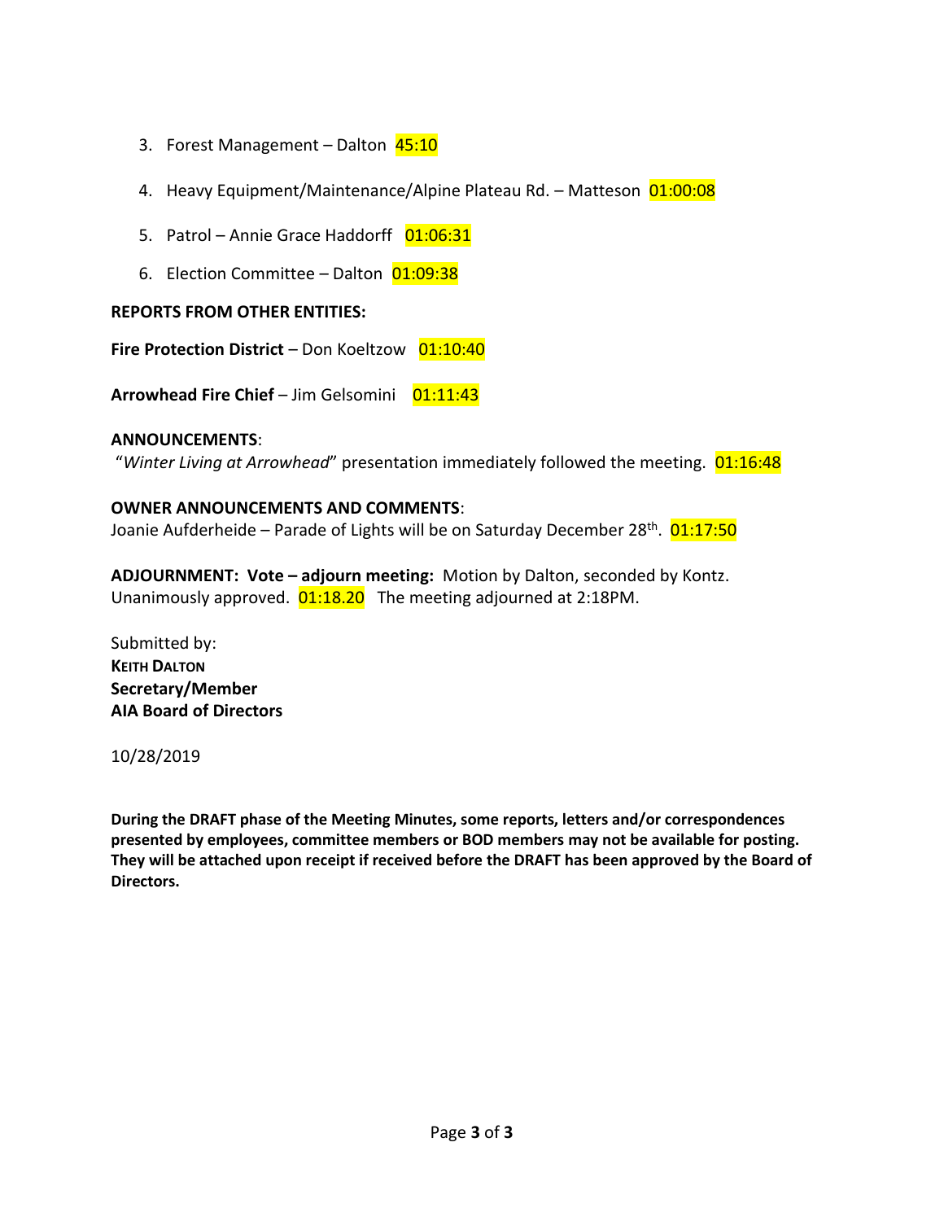3. Forest Management – Dalton 45:10

4. Heavy Equipment/Maintenance/Alpine Plateau Rd. – Matteson 01:00:08

5. Patrol – Annie Grace Haddorff 01:06:31

6. Election Committee – Dalton 01:09:38

**REPORTS FROM OTHER ENTITIES:**

**Fire Protection District** – Don Koeltzow 01:10:40

**Arrowhead Fire Chief** – Jim Gelsomini 01:11:43

**ANNOUNCEMENTS**:

"*Winter Living at Arrowhead*" presentation immediately followed the meeting. 01:16:48

**OWNER ANNOUNCEMENTS AND COMMENTS**:

Joanie Aufderheide – Parade of Lights will be on Saturday December 28th. 01:17:50

**ADJOURNMENT: Vote – adjourn meeting:** Motion by Dalton, seconded by Kontz. Unanimously approved. 01:18.20 The meeting adjourned at 2:18PM.

Submitted by:
**KEITH DALTON**
**Secretary/Member**
**AIA Board of Directors**

10/28/2019

**During the DRAFT phase of the Meeting Minutes, some reports, letters and/or correspondences presented by employees, committee members or BOD members may not be available for posting. They will be attached upon receipt if received before the DRAFT has been approved by the Board of Directors.**